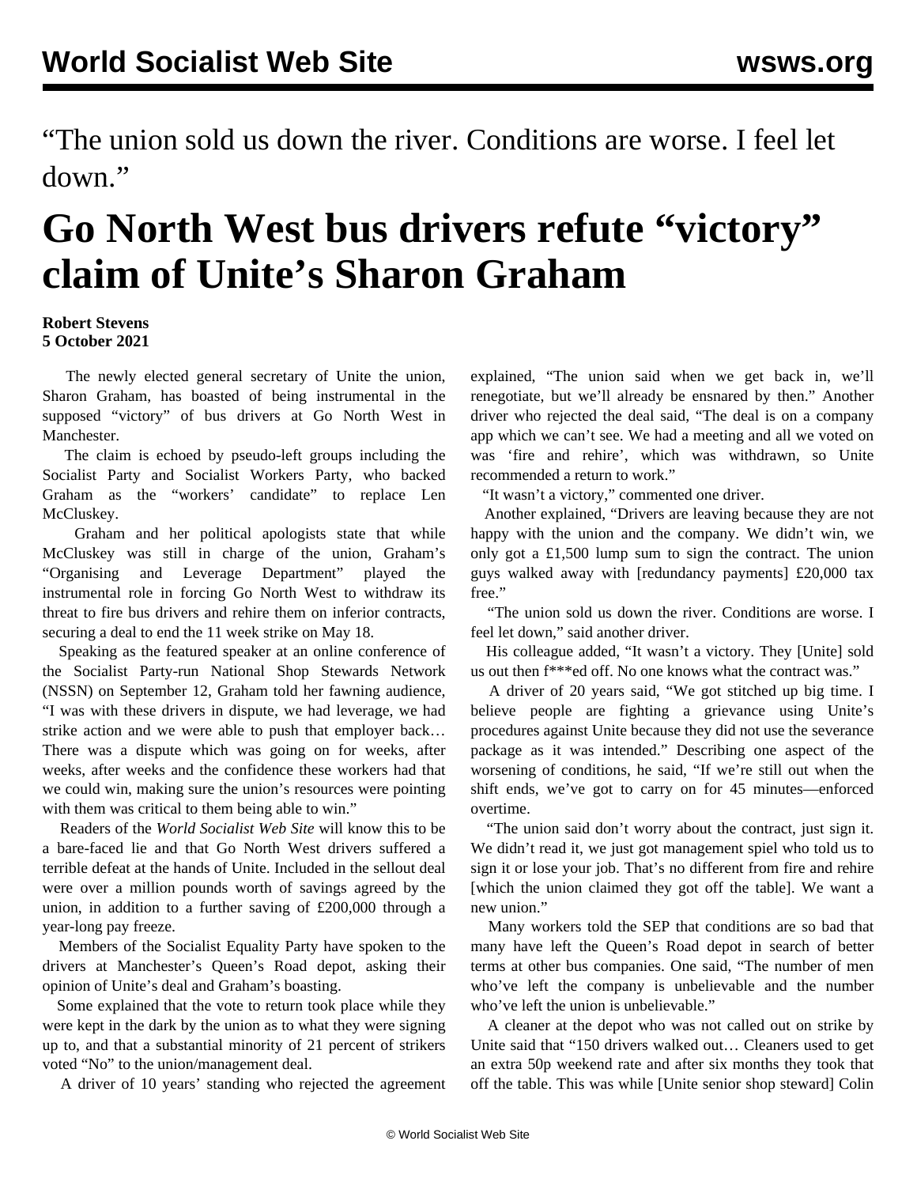“The union sold us down the river. Conditions are worse. I feel let down.”

# Go North West bus drivers refute “victory” claim of Unite’s Sharon Graham

**Robert Stevens**
**5 October 2021**

The newly elected general secretary of Unite the union, Sharon Graham, has boasted of being instrumental in the supposed “victory” of bus drivers at Go North West in Manchester.

The claim is echoed by pseudo-left groups including the Socialist Party and Socialist Workers Party, who backed Graham as the “workers’ candidate” to replace Len McCluskey.

Graham and her political apologists state that while McCluskey was still in charge of the union, Graham’s “Organising and Leverage Department” played the instrumental role in forcing Go North West to withdraw its threat to fire bus drivers and rehire them on inferior contracts, securing a deal to end the 11 week strike on May 18.

Speaking as the featured speaker at an online conference of the Socialist Party-run National Shop Stewards Network (NSSN) on September 12, Graham told her fawning audience, “I was with these drivers in dispute, we had leverage, we had strike action and we were able to push that employer back… There was a dispute which was going on for weeks, after weeks, after weeks and the confidence these workers had that we could win, making sure the union’s resources were pointing with them was critical to them being able to win.”

Readers of the *World Socialist Web Site* will know this to be a bare-faced lie and that Go North West drivers suffered a terrible defeat at the hands of Unite. Included in the sellout deal were over a million pounds worth of savings agreed by the union, in addition to a further saving of £200,000 through a year-long pay freeze.

Members of the Socialist Equality Party have spoken to the drivers at Manchester’s Queen’s Road depot, asking their opinion of Unite’s deal and Graham’s boasting.

Some explained that the vote to return took place while they were kept in the dark by the union as to what they were signing up to, and that a substantial minority of 21 percent of strikers voted “No” to the union/management deal.

A driver of 10 years’ standing who rejected the agreement explained, “The union said when we get back in, we’ll renegotiate, but we’ll already be ensnared by then.” Another driver who rejected the deal said, “The deal is on a company app which we can’t see. We had a meeting and all we voted on was ‘fire and rehire’, which was withdrawn, so Unite recommended a return to work.”

“It wasn’t a victory,” commented one driver.

Another explained, “Drivers are leaving because they are not happy with the union and the company. We didn’t win, we only got a £1,500 lump sum to sign the contract. The union guys walked away with [redundancy payments] £20,000 tax free.”

“The union sold us down the river. Conditions are worse. I feel let down,” said another driver.

His colleague added, “It wasn’t a victory. They [Unite] sold us out then f***ed off. No one knows what the contract was.”

A driver of 20 years said, “We got stitched up big time. I believe people are fighting a grievance using Unite’s procedures against Unite because they did not use the severance package as it was intended.” Describing one aspect of the worsening of conditions, he said, “If we’re still out when the shift ends, we’ve got to carry on for 45 minutes—enforced overtime.

“The union said don’t worry about the contract, just sign it. We didn’t read it, we just got management spiel who told us to sign it or lose your job. That’s no different from fire and rehire [which the union claimed they got off the table]. We want a new union.”

Many workers told the SEP that conditions are so bad that many have left the Queen’s Road depot in search of better terms at other bus companies. One said, “The number of men who’ve left the company is unbelievable and the number who’ve left the union is unbelievable.”

A cleaner at the depot who was not called out on strike by Unite said that “150 drivers walked out… Cleaners used to get an extra 50p weekend rate and after six months they took that off the table. This was while [Unite senior shop steward] Colin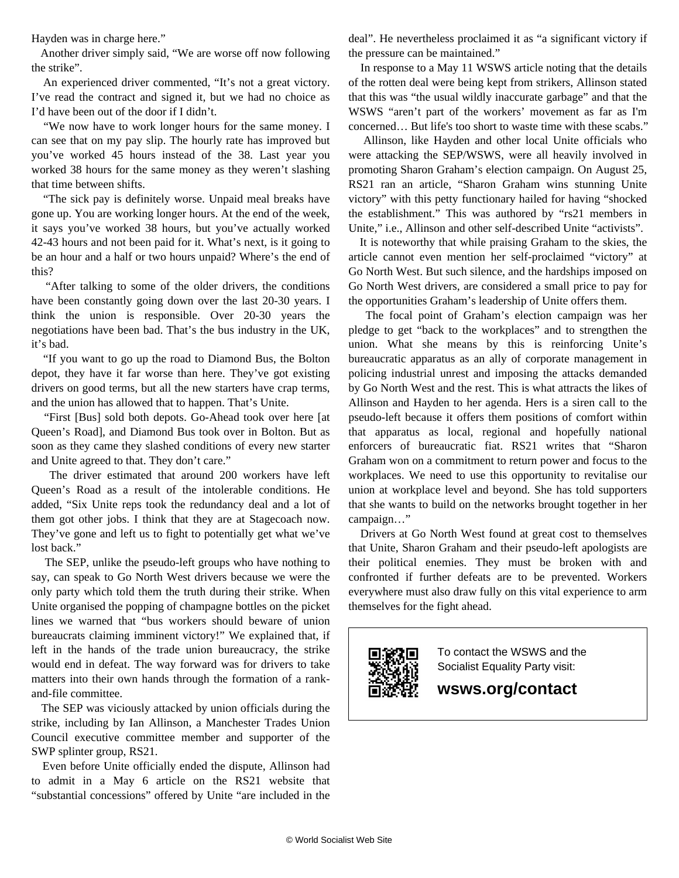Hayden was in charge here."

Another driver simply said, "We are worse off now following the strike".

An experienced driver commented, "It's not a great victory. I've read the contract and signed it, but we had no choice as I'd have been out of the door if I didn't.

"We now have to work longer hours for the same money. I can see that on my pay slip. The hourly rate has improved but you've worked 45 hours instead of the 38. Last year you worked 38 hours for the same money as they weren't slashing that time between shifts.

"The sick pay is definitely worse. Unpaid meal breaks have gone up. You are working longer hours. At the end of the week, it says you've worked 38 hours, but you've actually worked 42-43 hours and not been paid for it. What's next, is it going to be an hour and a half or two hours unpaid? Where's the end of this?

"After talking to some of the older drivers, the conditions have been constantly going down over the last 20-30 years. I think the union is responsible. Over 20-30 years the negotiations have been bad. That's the bus industry in the UK, it's bad.

"If you want to go up the road to Diamond Bus, the Bolton depot, they have it far worse than here. They've got existing drivers on good terms, but all the new starters have crap terms, and the union has allowed that to happen. That's Unite.

"First [Bus] sold both depots. Go-Ahead took over here [at Queen's Road], and Diamond Bus took over in Bolton. But as soon as they came they slashed conditions of every new starter and Unite agreed to that. They don't care."

The driver estimated that around 200 workers have left Queen's Road as a result of the intolerable conditions. He added, "Six Unite reps took the redundancy deal and a lot of them got other jobs. I think that they are at Stagecoach now. They've gone and left us to fight to potentially get what we've lost back."

The SEP, unlike the pseudo-left groups who have nothing to say, can speak to Go North West drivers because we were the only party which told them the truth during their strike. When Unite organised the popping of champagne bottles on the picket lines we warned that "bus workers should beware of union bureaucrats claiming imminent victory!" We explained that, if left in the hands of the trade union bureaucracy, the strike would end in defeat. The way forward was for drivers to take matters into their own hands through the formation of a rank-and-file committee.

The SEP was viciously attacked by union officials during the strike, including by Ian Allinson, a Manchester Trades Union Council executive committee member and supporter of the SWP splinter group, RS21.

Even before Unite officially ended the dispute, Allinson had to admit in a May 6 article on the RS21 website that "substantial concessions" offered by Unite "are included in the deal". He nevertheless proclaimed it as "a significant victory if the pressure can be maintained."

In response to a May 11 WSWS article noting that the details of the rotten deal were being kept from strikers, Allinson stated that this was "the usual wildly inaccurate garbage" and that the WSWS "aren't part of the workers' movement as far as I'm concerned… But life's too short to waste time with these scabs."

Allinson, like Hayden and other local Unite officials who were attacking the SEP/WSWS, were all heavily involved in promoting Sharon Graham's election campaign. On August 25, RS21 ran an article, "Sharon Graham wins stunning Unite victory" with this petty functionary hailed for having "shocked the establishment." This was authored by "rs21 members in Unite," i.e., Allinson and other self-described Unite "activists".

It is noteworthy that while praising Graham to the skies, the article cannot even mention her self-proclaimed "victory" at Go North West. But such silence, and the hardships imposed on Go North West drivers, are considered a small price to pay for the opportunities Graham's leadership of Unite offers them.

The focal point of Graham's election campaign was her pledge to get "back to the workplaces" and to strengthen the union. What she means by this is reinforcing Unite's bureaucratic apparatus as an ally of corporate management in policing industrial unrest and imposing the attacks demanded by Go North West and the rest. This is what attracts the likes of Allinson and Hayden to her agenda. Hers is a siren call to the pseudo-left because it offers them positions of comfort within that apparatus as local, regional and hopefully national enforcers of bureaucratic fiat. RS21 writes that "Sharon Graham won on a commitment to return power and focus to the workplaces. We need to use this opportunity to revitalise our union at workplace level and beyond. She has told supporters that she wants to build on the networks brought together in her campaign…"

Drivers at Go North West found at great cost to themselves that Unite, Sharon Graham and their pseudo-left apologists are their political enemies. They must be broken with and confronted if further defeats are to be prevented. Workers everywhere must also draw fully on this vital experience to arm themselves for the fight ahead.

To contact the WSWS and the Socialist Equality Party visit:

**wsws.org/contact**